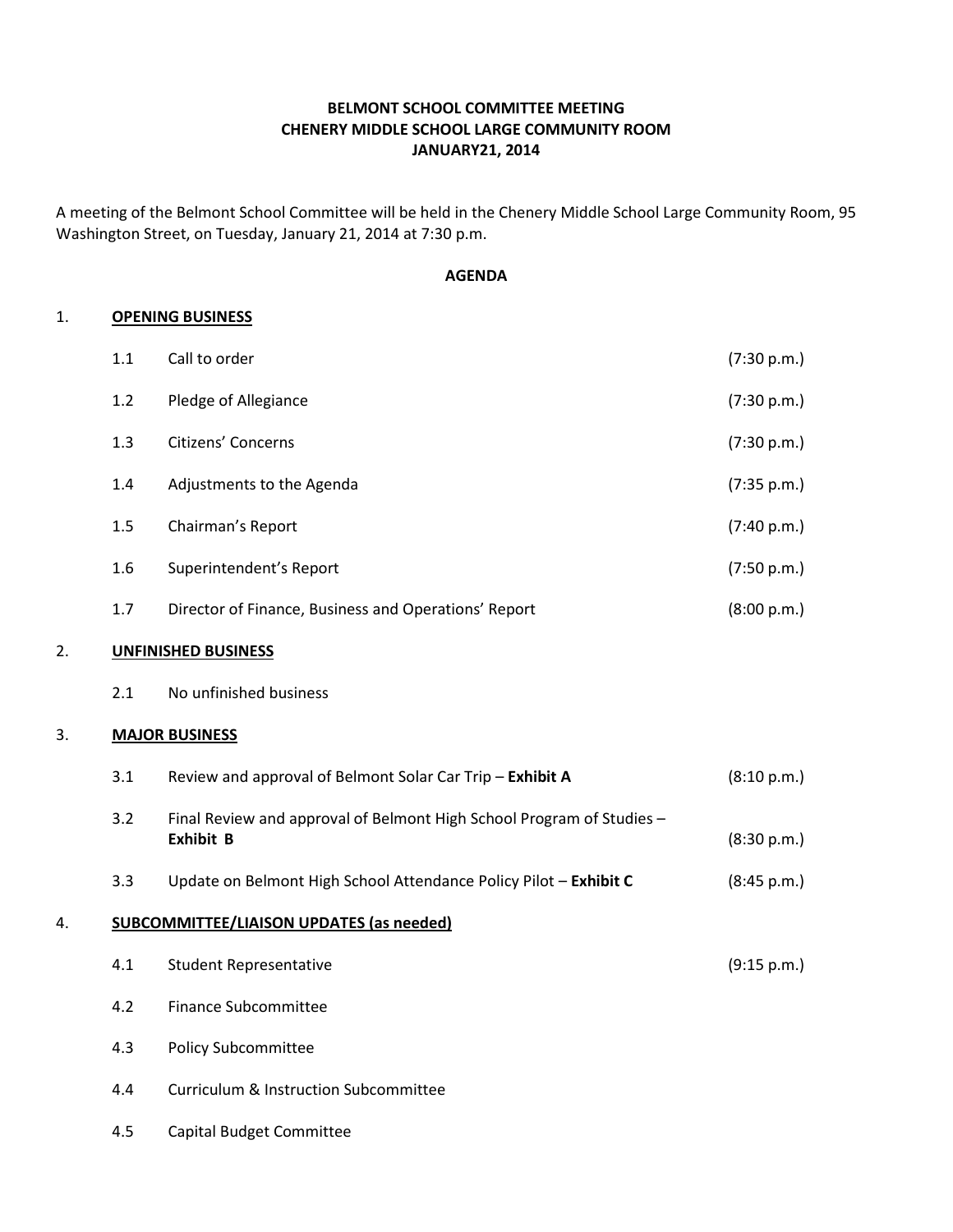# BELMONT SCHOOL COMMITTEE MEETING
## CHENERY MIDDLE SCHOOL LARGE COMMUNITY ROOM
## JANUARY21, 2014

A meeting of the Belmont School Committee will be held in the Chenery Middle School Large Community Room, 95 Washington Street, on Tuesday, January 21, 2014 at 7:30 p.m.

### AGENDA

1. **OPENING BUSINESS**

| | | |
|---|---|---|
| 1.1 | Call to order | (7:30 p.m.) |
| 1.2 | Pledge of Allegiance | (7:30 p.m.) |
| 1.3 | Citizens' Concerns | (7:30 p.m.) |
| 1.4 | Adjustments to the Agenda | (7:35 p.m.) |
| 1.5 | Chairman's Report | (7:40 p.m.) |
| 1.6 | Superintendent's Report | (7:50 p.m.) |
| 1.7 | Director of Finance, Business and Operations' Report | (8:00 p.m.) |

2. **UNFINISHED BUSINESS**

| | | |
|---|---|---|
| 2.1 | No unfinished business | |

3. **MAJOR BUSINESS**

| | | |
|---|---|---|
| 3.1 | Review and approval of Belmont Solar Car Trip – **Exhibit A** | (8:10 p.m.) |
| 3.2 | Final Review and approval of Belmont High School Program of Studies – **Exhibit B** | (8:30 p.m.) |
| 3.3 | Update on Belmont High School Attendance Policy Pilot – **Exhibit C** | (8:45 p.m.) |

4. **SUBCOMMITTEE/LIAISON UPDATES (as needed)**

| | | |
|---|---|---|
| 4.1 | Student Representative | (9:15 p.m.) |
| 4.2 | Finance Subcommittee | |
| 4.3 | Policy Subcommittee | |
| 4.4 | Curriculum & Instruction Subcommittee | |
| 4.5 | Capital Budget Committee | |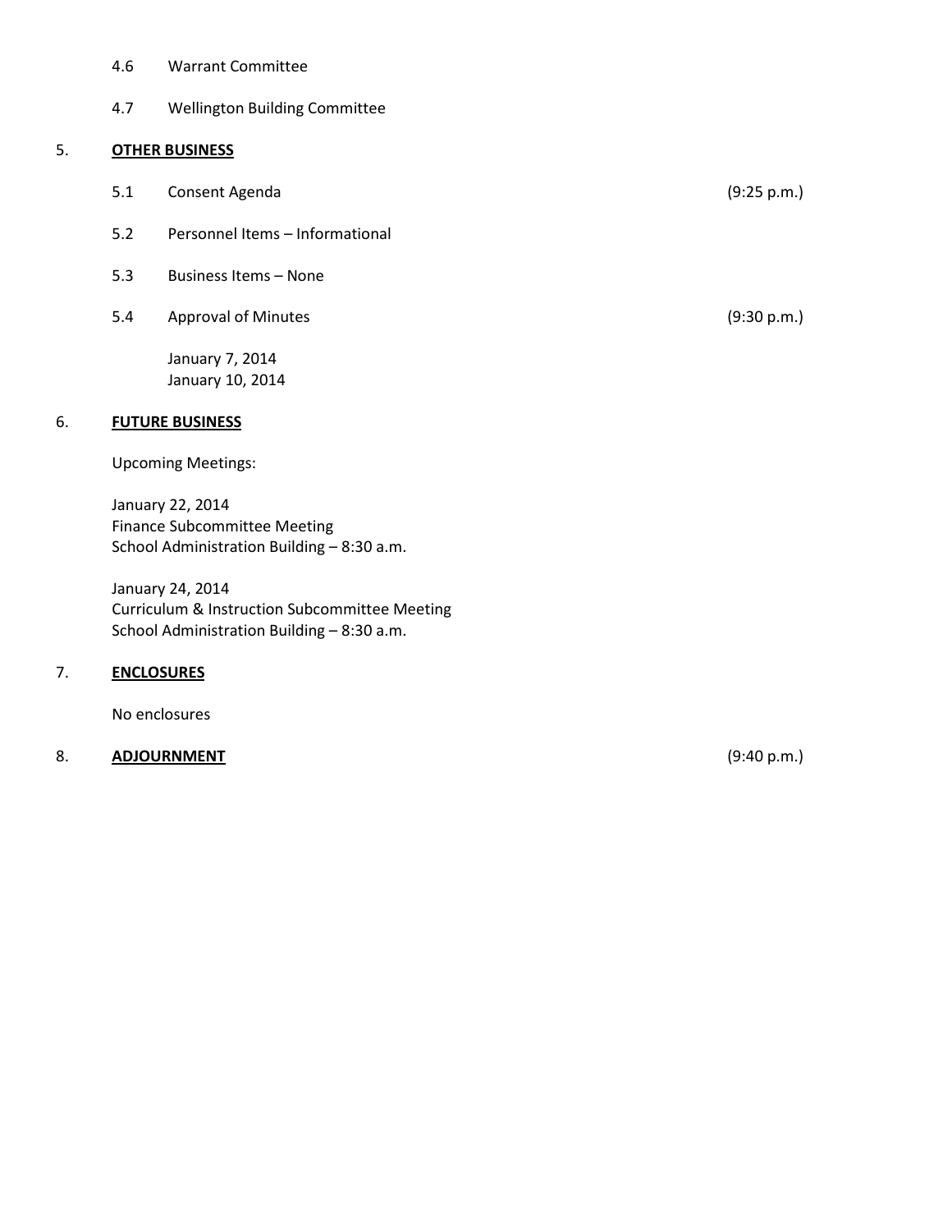4.6 Warrant Committee

4.7 Wellington Building Committee

5. **OTHER BUSINESS**

5.1 Consent Agenda (9:25 p.m.)

5.2 Personnel Items – Informational

5.3 Business Items – None

5.4 Approval of Minutes (9:30 p.m.)

January 7, 2014
January 10, 2014

6. **FUTURE BUSINESS**

Upcoming Meetings:

January 22, 2014
Finance Subcommittee Meeting
School Administration Building – 8:30 a.m.

January 24, 2014
Curriculum & Instruction Subcommittee Meeting
School Administration Building – 8:30 a.m.

7. **ENCLOSURES**

No enclosures

8. **ADJOURNMENT** (9:40 p.m.)